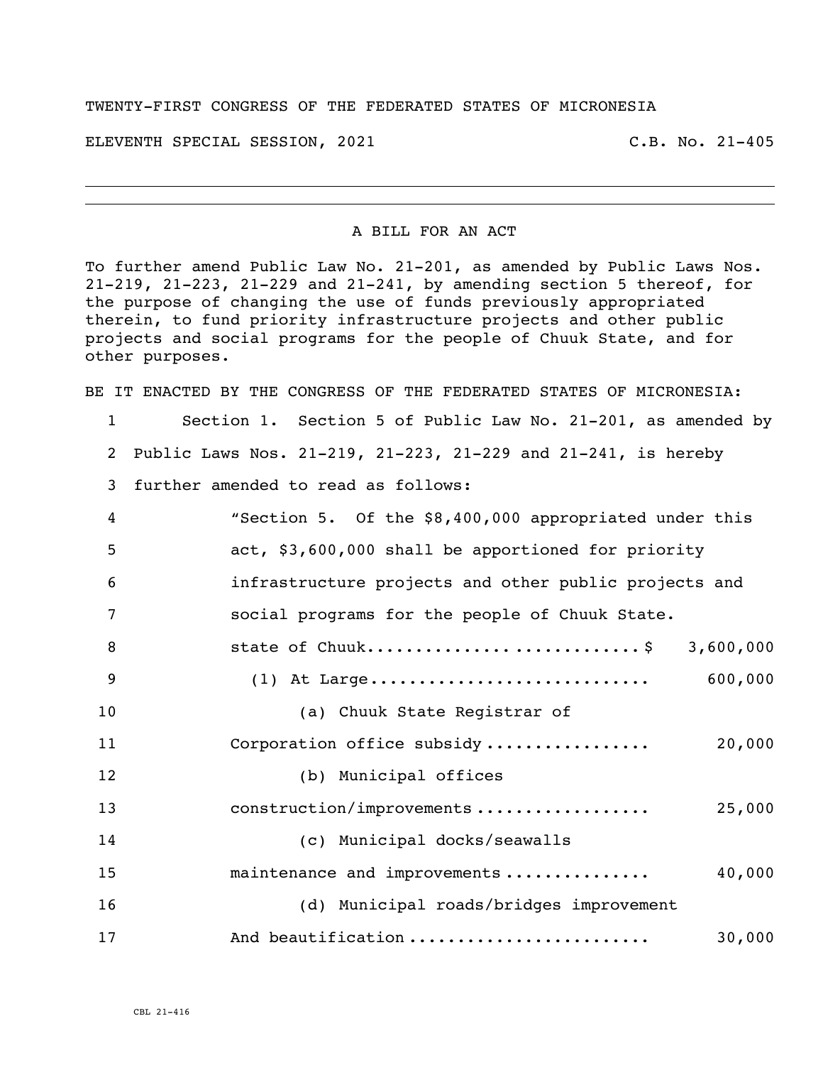TWENTY-FIRST CONGRESS OF THE FEDERATED STATES OF MICRONESIA

ELEVENTH SPECIAL SESSION, 2021 C.B. No. 21-405

---

A BILL FOR AN ACT

To further amend Public Law No. 21-201, as amended by Public Laws Nos. 21-219, 21-223, 21-229 and 21-241, by amending section 5 thereof, for the purpose of changing the use of funds previously appropriated therein, to fund priority infrastructure projects and other public projects and social programs for the people of Chuuk State, and for other purposes.

BE IT ENACTED BY THE CONGRESS OF THE FEDERATED STATES OF MICRONESIA:

1 Section 1. Section 5 of Public Law No. 21-201, as amended by
2 Public Laws Nos. 21-219, 21-223, 21-229 and 21-241, is hereby
3 further amended to read as follows:

4 "Section 5. Of the $8,400,000 appropriated under this
5 act, $3,600,000 shall be apportioned for priority
6 infrastructure projects and other public projects and
7 social programs for the people of Chuuk State.

8 state of Chuuk............................$ 3,600,000
9 (1) At Large............................ 600,000
10 (a) Chuuk State Registrar of
11 Corporation office subsidy................. 20,000
12 (b) Municipal offices
13 construction/improvements.................. 25,000
14 (c) Municipal docks/seawalls
15 maintenance and improvements............... 40,000
16 (d) Municipal roads/bridges improvement
17 And beautification........................ 30,000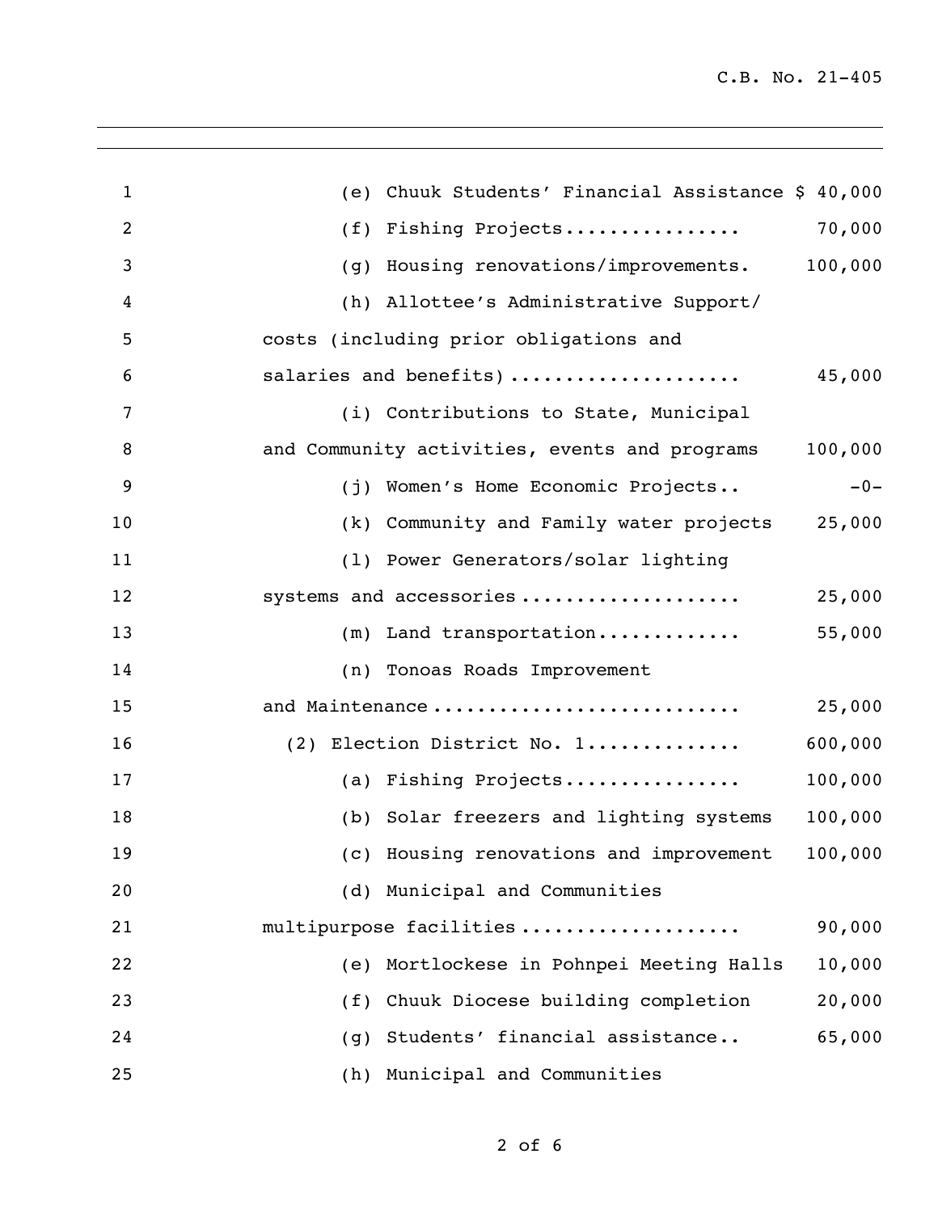(e) Chuuk Students' Financial Assistance $ 40,000

(f) Fishing Projects................ 70,000

(g) Housing renovations/improvements. 100,000

(h) Allottee's Administrative Support/ costs (including prior obligations and salaries and benefits).................... 45,000

(i) Contributions to State, Municipal and Community activities, events and programs 100,000

(j) Women's Home Economic Projects.. -0-

(k) Community and Family water projects 25,000

(l) Power Generators/solar lighting systems and accessories.................... 25,000

(m) Land transportation............. 55,000

(n) Tonoas Roads Improvement and Maintenance........................... 25,000

(2) Election District No. 1............. 600,000

(a) Fishing Projects................ 100,000

(b) Solar freezers and lighting systems 100,000

(c) Housing renovations and improvement 100,000

(d) Municipal and Communities multipurpose facilities................... 90,000

(e) Mortlockese in Pohnpei Meeting Halls 10,000

(f) Chuuk Diocese building completion 20,000

(g) Students' financial assistance.. 65,000

(h) Municipal and Communities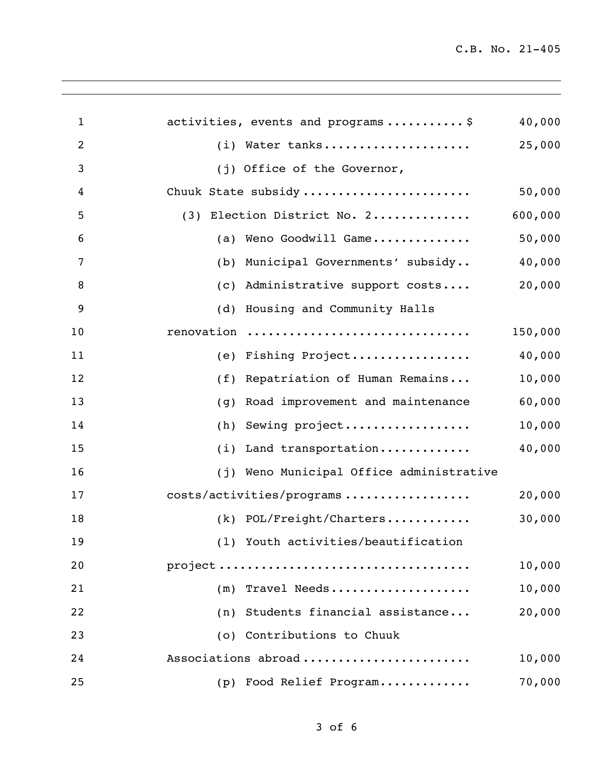activities, events and programs ........... $ 40,000

(i) Water tanks..................... 25,000

(j) Office of the Governor, Chuuk State subsidy ........................ 50,000

(3) Election District No. 2.............. 600,000

(a) Weno Goodwill Game.............. 50,000

(b) Municipal Governments' subsidy.. 40,000

(c) Administrative support costs.... 20,000

(d) Housing and Community Halls renovation ............................... 150,000

(e) Fishing Project................. 40,000

(f) Repatriation of Human Remains... 10,000

(g) Road improvement and maintenance 60,000

(h) Sewing project.................. 10,000

(i) Land transportation............. 40,000

(j) Weno Municipal Office administrative costs/activities/programs .................. 20,000

(k) POL/Freight/Charters............ 30,000

(l) Youth activities/beautification project ................................... 10,000

(m) Travel Needs.................... 10,000

(n) Students financial assistance... 20,000

(o) Contributions to Chuuk Associations abroad ........................ 10,000

(p) Food Relief Program............. 70,000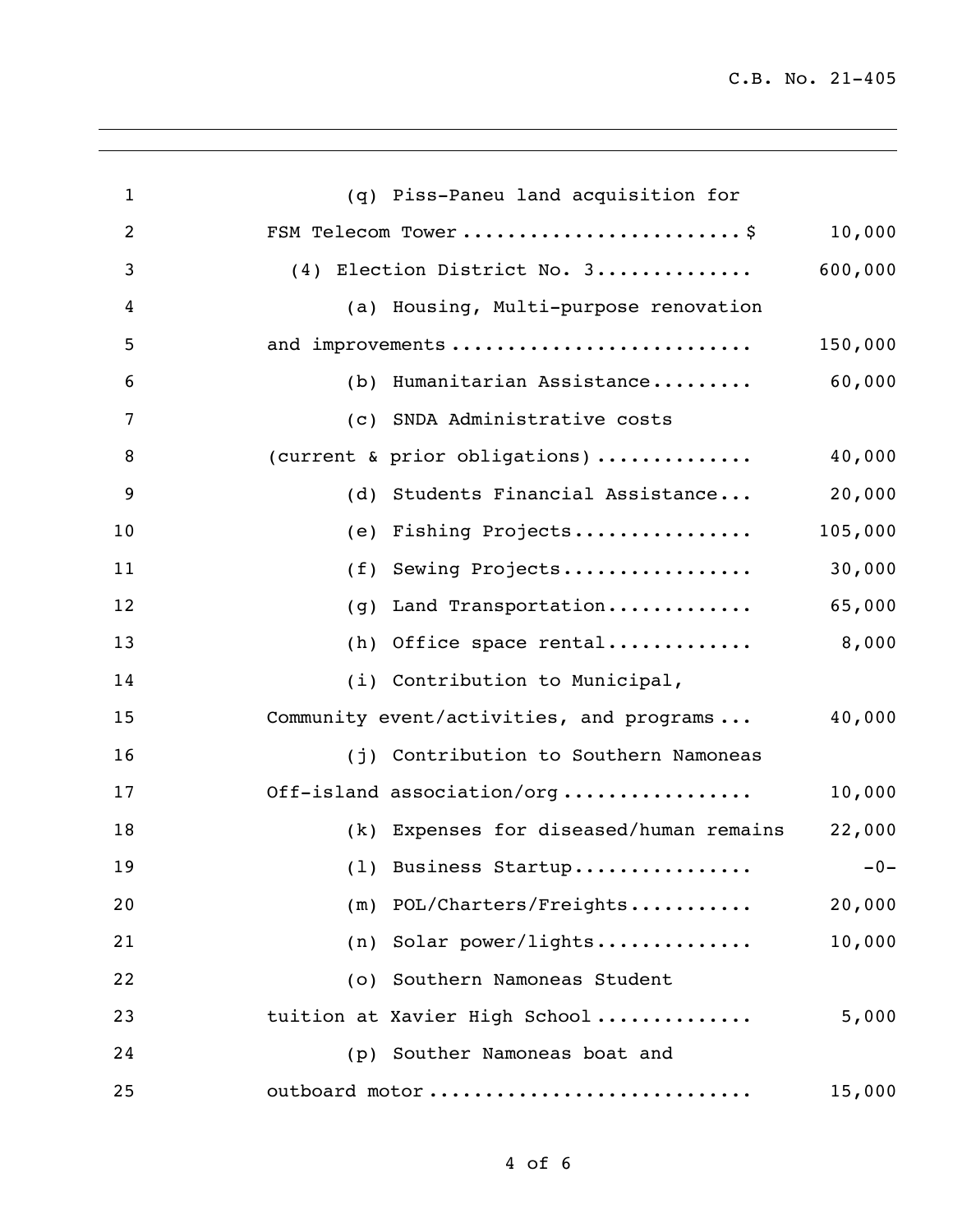(q) Piss-Paneu land acquisition for FSM Telecom Tower........................$ 10,000

(4) Election District No. 3............. 600,000

(a) Housing, Multi-purpose renovation and improvements.......................... 150,000

(b) Humanitarian Assistance......... 60,000

(c) SNDA Administrative costs (current & prior obligations)............. 40,000

(d) Students Financial Assistance... 20,000

(e) Fishing Projects................ 105,000

(f) Sewing Projects................. 30,000

(g) Land Transportation............. 65,000

(h) Office space rental............. 8,000

(i) Contribution to Municipal, Community event/activities, and programs... 40,000

(j) Contribution to Southern Namoneas Off-island association/org................ 10,000

(k) Expenses for diseased/human remains 22,000

(l) Business Startup................ -0-

(m) POL/Charters/Freights........... 20,000

(n) Solar power/lights.............. 10,000

(o) Southern Namoneas Student tuition at Xavier High School............. 5,000

(p) Souther Namoneas boat and outboard motor............................ 15,000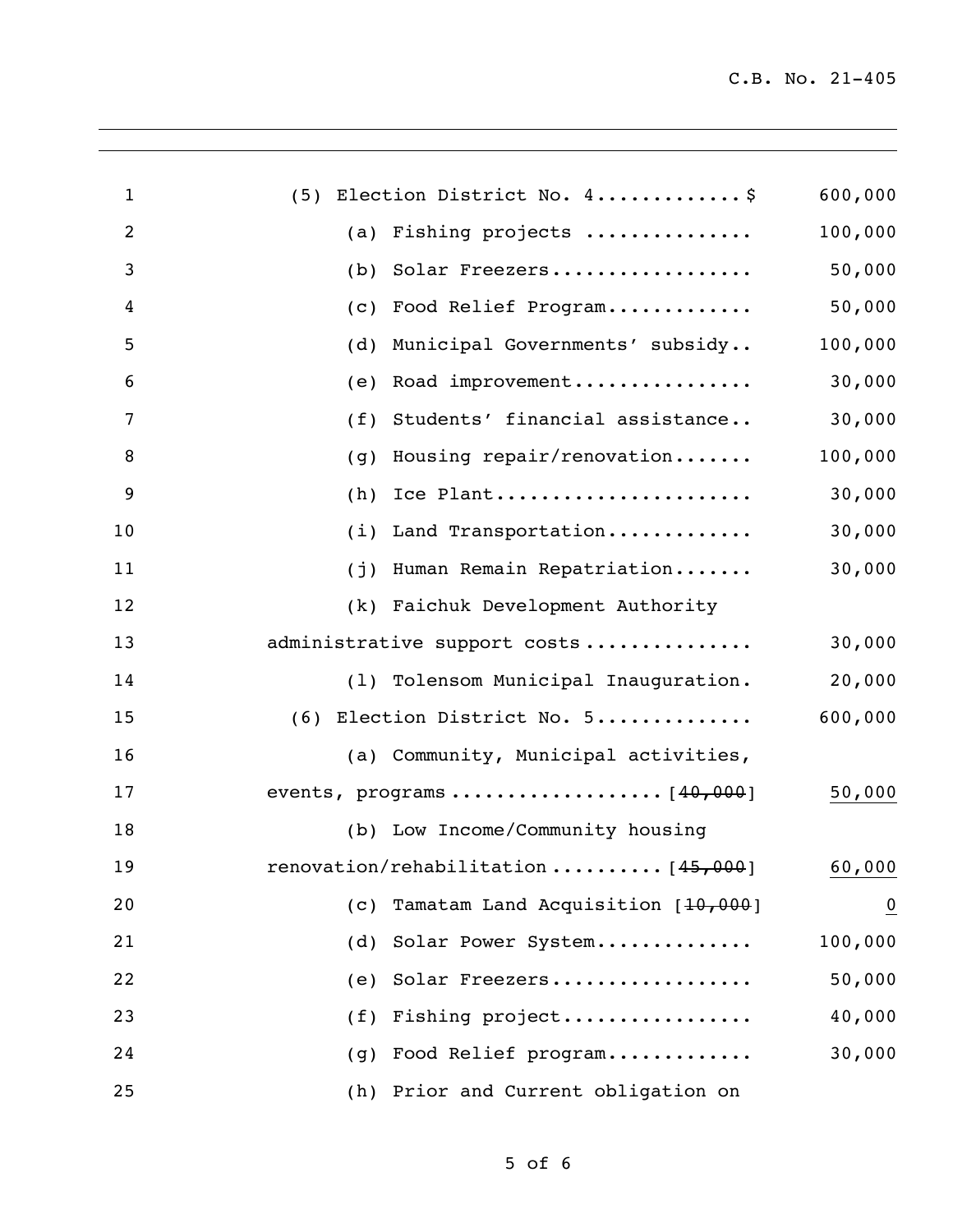(5) Election District No. 4............$ 600,000

(a) Fishing projects .............. 100,000

(b) Solar Freezers.................. 50,000

(c) Food Relief Program............. 50,000

(d) Municipal Governments' subsidy.. 100,000

(e) Road improvement................ 30,000

(f) Students' financial assistance.. 30,000

(g) Housing repair/renovation....... 100,000

(h) Ice Plant....................... 30,000

(i) Land Transportation............. 30,000

(j) Human Remain Repatriation....... 30,000

(k) Faichuk Development Authority administrative support costs ............... 30,000

(l) Tolensom Municipal Inauguration. 20,000

(6) Election District No. 5.............. 600,000

(a) Community, Municipal activities, events, programs .................. [~~40,000~~] <u>50,000</u>

(b) Low Income/Community housing renovation/rehabilitation .......... [~~45,000~~] <u>60,000</u>

(c) Tamatam Land Acquisition [~~10,000~~] <u>0</u>

(d) Solar Power System.............. 100,000

(e) Solar Freezers.................. 50,000

(f) Fishing project................. 40,000

(g) Food Relief program............. 30,000

(h) Prior and Current obligation on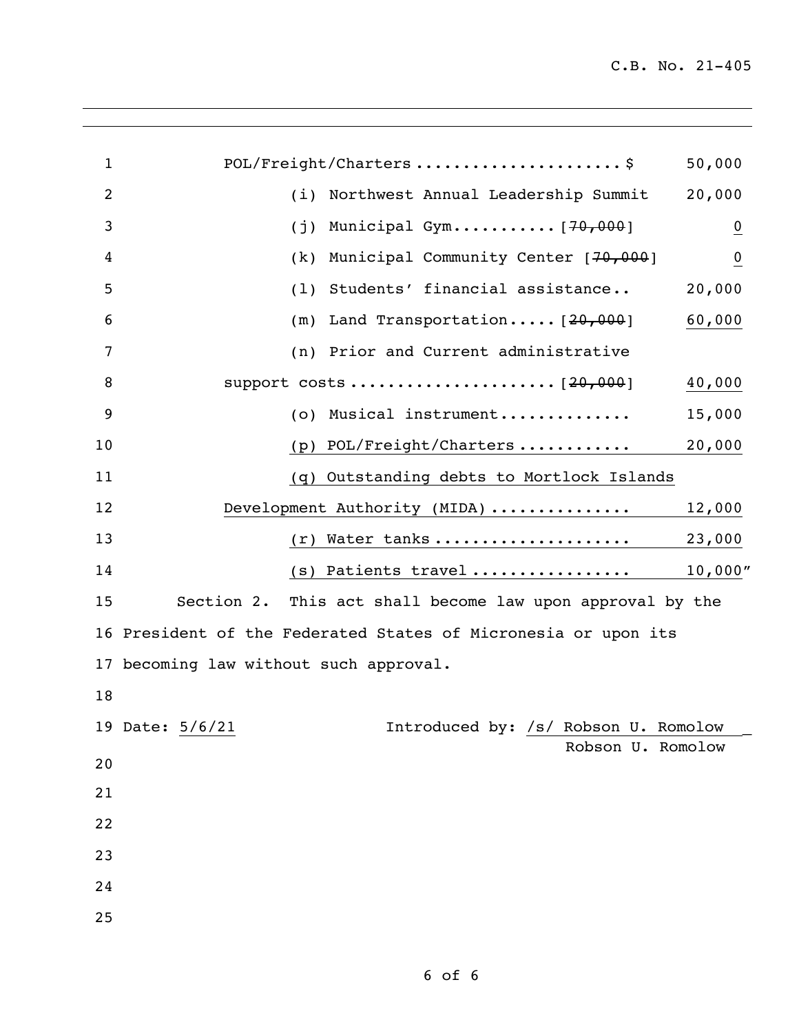POL/Freight/Charters ..................... $ 50,000

(i) Northwest Annual Leadership Summit 20,000

(j) Municipal Gym.......... [~~70,000~~] 0

(k) Municipal Community Center [~~70,000~~] 0

(l) Students' financial assistance.. 20,000

(m) Land Transportation..... [~~20,000~~] 60,000

(n) Prior and Current administrative support costs ..................... [~~20,000~~] 40,000

(o) Musical instrument.............. 15,000

(p) POL/Freight/Charters ............ 20,000

(q) Outstanding debts to Mortlock Islands Development Authority (MIDA) ............... 12,000

(r) Water tanks ..................... 23,000

(s) Patients travel ................ 10,000"

Section 2. This act shall become law upon approval by the President of the Federated States of Micronesia or upon its becoming law without such approval.

Date: 5/6/21

Introduced by: /s/ Robson U. Romolow
Robson U. Romolow